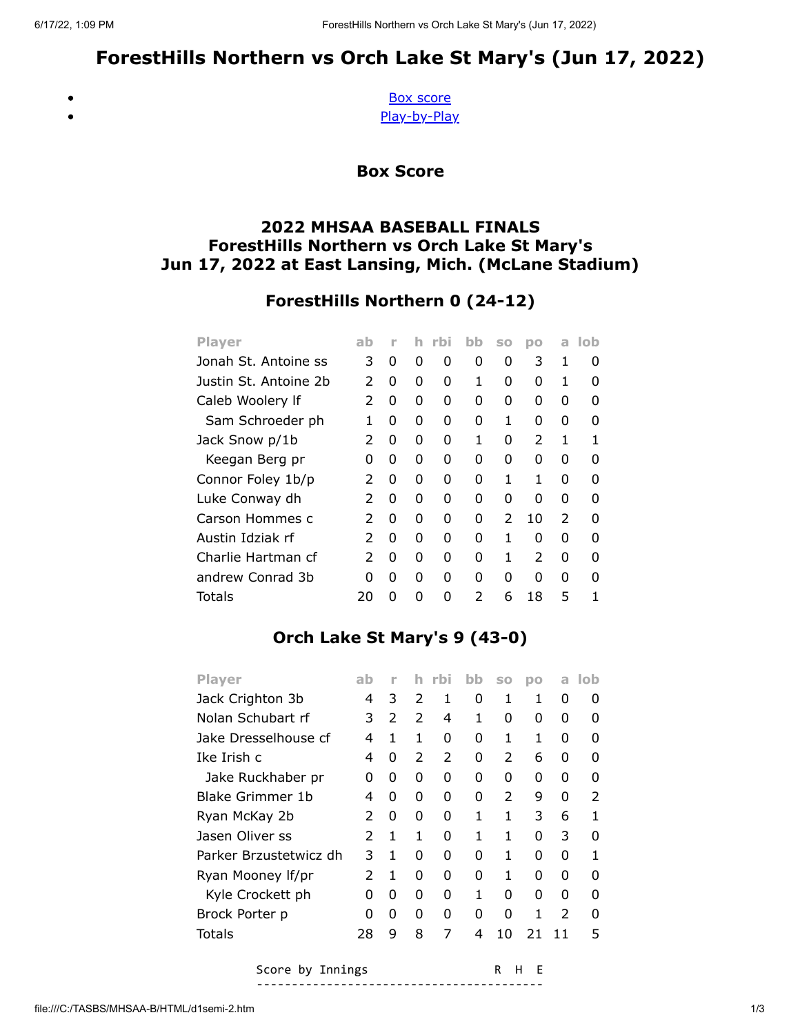# ForestHills Northern vs Orch Lake St Mary's (Jun 17, 2022)

- Box score
- Play-by-Play

## Box Score

### 2022 MHSAA BASEBALL FINALS
### ForestHills Northern vs Orch Lake St Mary's
### Jun 17, 2022 at East Lansing, Mich. (McLane Stadium)

### ForestHills Northern 0 (24-12)

| Player | ab | r | h | rbi | bb | so | po | a | lob |
|---|---|---|---|---|---|---|---|---|---|
| Jonah St. Antoine ss | 3 | 0 | 0 | 0 | 0 | 0 | 3 | 1 | 0 |
| Justin St. Antoine 2b | 2 | 0 | 0 | 0 | 1 | 0 | 0 | 1 | 0 |
| Caleb Woolery lf | 2 | 0 | 0 | 0 | 0 | 0 | 0 | 0 | 0 |
| Sam Schroeder ph | 1 | 0 | 0 | 0 | 0 | 1 | 0 | 0 | 0 |
| Jack Snow p/1b | 2 | 0 | 0 | 0 | 1 | 0 | 2 | 1 | 1 |
| Keegan Berg pr | 0 | 0 | 0 | 0 | 0 | 0 | 0 | 0 | 0 |
| Connor Foley 1b/p | 2 | 0 | 0 | 0 | 0 | 1 | 1 | 0 | 0 |
| Luke Conway dh | 2 | 0 | 0 | 0 | 0 | 0 | 0 | 0 | 0 |
| Carson Hommes c | 2 | 0 | 0 | 0 | 0 | 2 | 10 | 2 | 0 |
| Austin Idziak rf | 2 | 0 | 0 | 0 | 0 | 1 | 0 | 0 | 0 |
| Charlie Hartman cf | 2 | 0 | 0 | 0 | 0 | 1 | 2 | 0 | 0 |
| andrew Conrad 3b | 0 | 0 | 0 | 0 | 0 | 0 | 0 | 0 | 0 |
| Totals | 20 | 0 | 0 | 0 | 2 | 6 | 18 | 5 | 1 |

### Orch Lake St Mary's 9 (43-0)

| Player | ab | r | h | rbi | bb | so | po | a | lob |
|---|---|---|---|---|---|---|---|---|---|
| Jack Crighton 3b | 4 | 3 | 2 | 1 | 0 | 1 | 1 | 0 | 0 |
| Nolan Schubart rf | 3 | 2 | 2 | 4 | 1 | 0 | 0 | 0 | 0 |
| Jake Dresselhouse cf | 4 | 1 | 1 | 0 | 0 | 1 | 1 | 0 | 0 |
| Ike Irish c | 4 | 0 | 2 | 2 | 0 | 2 | 6 | 0 | 0 |
| Jake Ruckhaber pr | 0 | 0 | 0 | 0 | 0 | 0 | 0 | 0 | 0 |
| Blake Grimmer 1b | 4 | 0 | 0 | 0 | 0 | 2 | 9 | 0 | 2 |
| Ryan McKay 2b | 2 | 0 | 0 | 0 | 1 | 1 | 3 | 6 | 1 |
| Jasen Oliver ss | 2 | 1 | 1 | 0 | 1 | 1 | 0 | 3 | 0 |
| Parker Brzustetwicz dh | 3 | 1 | 0 | 0 | 0 | 1 | 0 | 0 | 1 |
| Ryan Mooney lf/pr | 2 | 1 | 0 | 0 | 0 | 1 | 0 | 0 | 0 |
| Kyle Crockett ph | 0 | 0 | 0 | 0 | 1 | 0 | 0 | 0 | 0 |
| Brock Porter p | 0 | 0 | 0 | 0 | 0 | 0 | 1 | 2 | 0 |
| Totals | 28 | 9 | 8 | 7 | 4 | 10 | 21 | 11 | 5 |

```
Score by Innings                    R   H   E
----------------------------------------------
```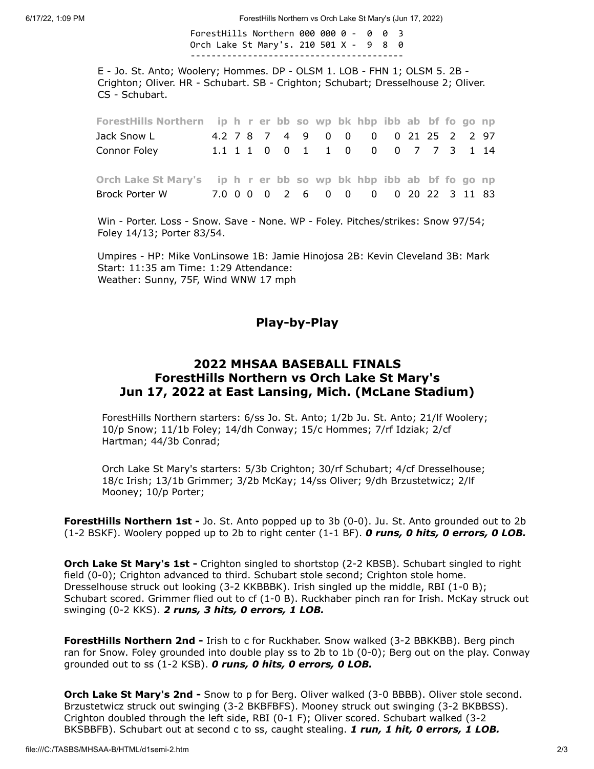```
ForestHills Northern 000 000 0 -  0  0  3
Orch Lake St Mary's. 210 501 X -  9  8  0
----------------------------------------
```

E - Jo. St. Anto; Woolery; Hommes. DP - OLSM 1. LOB - FHN 1; OLSM 5. 2B - Crighton; Oliver. HR - Schubart. SB - Crighton; Schubart; Dresselhouse 2; Oliver. CS - Schubart.

| ForestHills Northern | ip | h | r | er | bb | so | wp | bk | hbp | ibb | ab | bf | fo | go | np |
|---|---|---|---|---|---|---|---|---|---|---|---|---|---|---|---|
| Jack Snow L | 4.2 | 7 | 8 | 7 | 4 | 9 | 0 | 0 | 0 | 0 | 21 | 25 | 2 | 2 | 97 |
| Connor Foley | 1.1 | 1 | 1 | 0 | 0 | 1 | 1 | 0 | 0 | 0 | 7 | 7 | 3 | 1 | 14 |

| Orch Lake St Mary's | ip | h | r | er | bb | so | wp | bk | hbp | ibb | ab | bf | fo | go | np |
|---|---|---|---|---|---|---|---|---|---|---|---|---|---|---|---|
| Brock Porter W | 7.0 | 0 | 0 | 0 | 2 | 6 | 0 | 0 | 0 | 0 | 20 | 22 | 3 | 11 | 83 |

Win - Porter. Loss - Snow. Save - None. WP - Foley. Pitches/strikes: Snow 97/54; Foley 14/13; Porter 83/54.

Umpires - HP: Mike VonLinsowe 1B: Jamie Hinojosa 2B: Kevin Cleveland 3B: Mark
Start: 11:35 am Time: 1:29 Attendance:
Weather: Sunny, 75F, Wind WNW 17 mph

## Play-by-Play

## 2022 MHSAA BASEBALL FINALS
## ForestHills Northern vs Orch Lake St Mary's
## Jun 17, 2022 at East Lansing, Mich. (McLane Stadium)

ForestHills Northern starters: 6/ss Jo. St. Anto; 1/2b Ju. St. Anto; 21/lf Woolery; 10/p Snow; 11/1b Foley; 14/dh Conway; 15/c Hommes; 7/rf Idziak; 2/cf Hartman; 44/3b Conrad;

Orch Lake St Mary's starters: 5/3b Crighton; 30/rf Schubart; 4/cf Dresselhouse; 18/c Irish; 13/1b Grimmer; 3/2b McKay; 14/ss Oliver; 9/dh Brzustetwicz; 2/lf Mooney; 10/p Porter;

**ForestHills Northern 1st -** Jo. St. Anto popped up to 3b (0-0). Ju. St. Anto grounded out to 2b (1-2 BSKF). Woolery popped up to 2b to right center (1-1 BF). ***0 runs, 0 hits, 0 errors, 0 LOB.***

**Orch Lake St Mary's 1st -** Crighton singled to shortstop (2-2 KBSB). Schubart singled to right field (0-0); Crighton advanced to third. Schubart stole second; Crighton stole home. Dresselhouse struck out looking (3-2 KKBBBK). Irish singled up the middle, RBI (1-0 B); Schubart scored. Grimmer flied out to cf (1-0 B). Ruckhaber pinch ran for Irish. McKay struck out swinging (0-2 KKS). ***2 runs, 3 hits, 0 errors, 1 LOB.***

**ForestHills Northern 2nd -** Irish to c for Ruckhaber. Snow walked (3-2 BBKKBB). Berg pinch ran for Snow. Foley grounded into double play ss to 2b to 1b (0-0); Berg out on the play. Conway grounded out to ss (1-2 KSB). ***0 runs, 0 hits, 0 errors, 0 LOB.***

**Orch Lake St Mary's 2nd -** Snow to p for Berg. Oliver walked (3-0 BBBB). Oliver stole second. Brzustetwicz struck out swinging (3-2 BKBFBFS). Mooney struck out swinging (3-2 BKBBSS). Crighton doubled through the left side, RBI (0-1 F); Oliver scored. Schubart walked (3-2 BKSBBFB). Schubart out at second c to ss, caught stealing. ***1 run, 1 hit, 0 errors, 1 LOB.***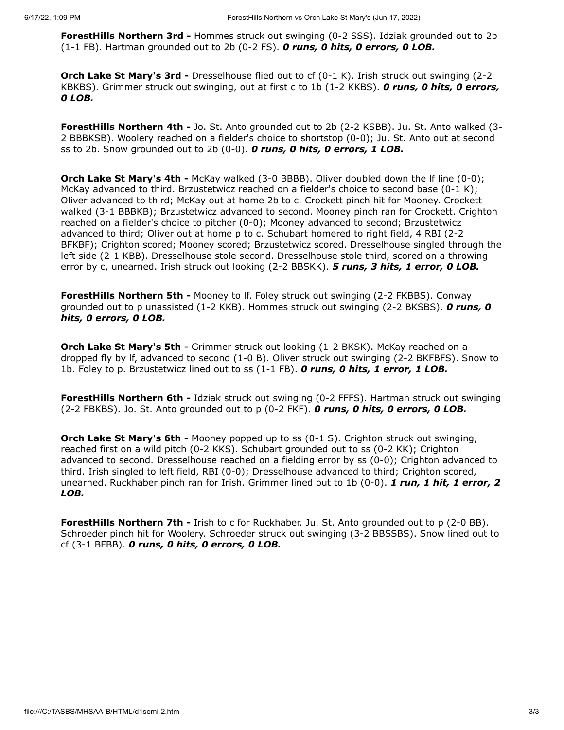**ForestHills Northern 3rd -** Hommes struck out swinging (0-2 SSS). Idziak grounded out to 2b (1-1 FB). Hartman grounded out to 2b (0-2 FS). ***0 runs, 0 hits, 0 errors, 0 LOB.***

**Orch Lake St Mary's 3rd -** Dresselhouse flied out to cf (0-1 K). Irish struck out swinging (2-2 KBKBS). Grimmer struck out swinging, out at first c to 1b (1-2 KKBS). ***0 runs, 0 hits, 0 errors, 0 LOB.***

**ForestHills Northern 4th -** Jo. St. Anto grounded out to 2b (2-2 KSBB). Ju. St. Anto walked (3-2 BBBKSB). Woolery reached on a fielder's choice to shortstop (0-0); Ju. St. Anto out at second ss to 2b. Snow grounded out to 2b (0-0). ***0 runs, 0 hits, 0 errors, 1 LOB.***

**Orch Lake St Mary's 4th -** McKay walked (3-0 BBBB). Oliver doubled down the lf line (0-0); McKay advanced to third. Brzustetwicz reached on a fielder's choice to second base (0-1 K); Oliver advanced to third; McKay out at home 2b to c. Crockett pinch hit for Mooney. Crockett walked (3-1 BBBKB); Brzustetwicz advanced to second. Mooney pinch ran for Crockett. Crighton reached on a fielder's choice to pitcher (0-0); Mooney advanced to second; Brzustetwicz advanced to third; Oliver out at home p to c. Schubart homered to right field, 4 RBI (2-2 BFKBF); Crighton scored; Mooney scored; Brzustetwicz scored. Dresselhouse singled through the left side (2-1 KBB). Dresselhouse stole second. Dresselhouse stole third, scored on a throwing error by c, unearned. Irish struck out looking (2-2 BBSKK). ***5 runs, 3 hits, 1 error, 0 LOB.***

**ForestHills Northern 5th -** Mooney to lf. Foley struck out swinging (2-2 FKBBS). Conway grounded out to p unassisted (1-2 KKB). Hommes struck out swinging (2-2 BKSBS). ***0 runs, 0 hits, 0 errors, 0 LOB.***

**Orch Lake St Mary's 5th -** Grimmer struck out looking (1-2 BKSK). McKay reached on a dropped fly by lf, advanced to second (1-0 B). Oliver struck out swinging (2-2 BKFBFS). Snow to 1b. Foley to p. Brzustetwicz lined out to ss (1-1 FB). ***0 runs, 0 hits, 1 error, 1 LOB.***

**ForestHills Northern 6th -** Idziak struck out swinging (0-2 FFFS). Hartman struck out swinging (2-2 FBKBS). Jo. St. Anto grounded out to p (0-2 FKF). ***0 runs, 0 hits, 0 errors, 0 LOB.***

**Orch Lake St Mary's 6th -** Mooney popped up to ss (0-1 S). Crighton struck out swinging, reached first on a wild pitch (0-2 KKS). Schubart grounded out to ss (0-2 KK); Crighton advanced to second. Dresselhouse reached on a fielding error by ss (0-0); Crighton advanced to third. Irish singled to left field, RBI (0-0); Dresselhouse advanced to third; Crighton scored, unearned. Ruckhaber pinch ran for Irish. Grimmer lined out to 1b (0-0). ***1 run, 1 hit, 1 error, 2 LOB.***

**ForestHills Northern 7th -** Irish to c for Ruckhaber. Ju. St. Anto grounded out to p (2-0 BB). Schroeder pinch hit for Woolery. Schroeder struck out swinging (3-2 BBSSBS). Snow lined out to cf (3-1 BFBB). ***0 runs, 0 hits, 0 errors, 0 LOB.***